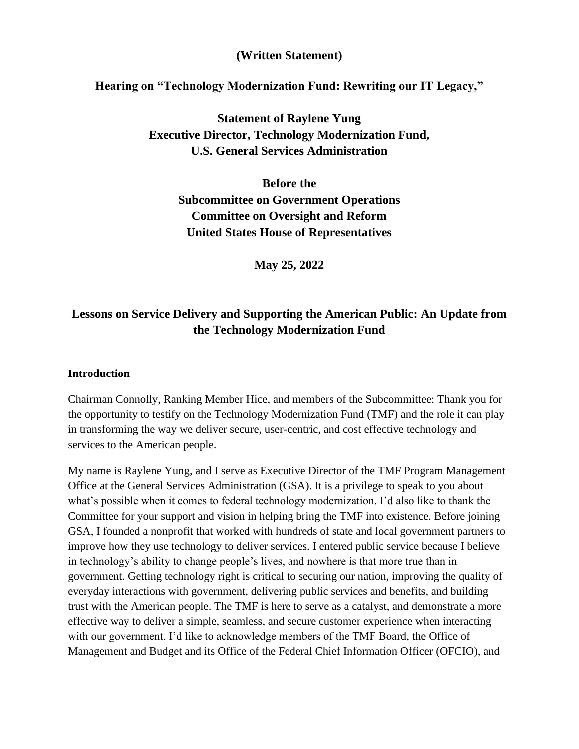**(Written Statement)**

**Hearing on "Technology Modernization Fund: Rewriting our IT Legacy,"**

**Statement of Raylene Yung**
**Executive Director, Technology Modernization Fund,**
**U.S. General Services Administration**

**Before the**
**Subcommittee on Government Operations**
**Committee on Oversight and Reform**
**United States House of Representatives**

**May 25, 2022**

## Lessons on Service Delivery and Supporting the American Public: An Update from the Technology Modernization Fund

### Introduction

Chairman Connolly, Ranking Member Hice, and members of the Subcommittee: Thank you for the opportunity to testify on the Technology Modernization Fund (TMF) and the role it can play in transforming the way we deliver secure, user-centric, and cost effective technology and services to the American people.

My name is Raylene Yung, and I serve as Executive Director of the TMF Program Management Office at the General Services Administration (GSA). It is a privilege to speak to you about what's possible when it comes to federal technology modernization. I'd also like to thank the Committee for your support and vision in helping bring the TMF into existence. Before joining GSA, I founded a nonprofit that worked with hundreds of state and local government partners to improve how they use technology to deliver services. I entered public service because I believe in technology's ability to change people's lives, and nowhere is that more true than in government. Getting technology right is critical to securing our nation, improving the quality of everyday interactions with government, delivering public services and benefits, and building trust with the American people. The TMF is here to serve as a catalyst, and demonstrate a more effective way to deliver a simple, seamless, and secure customer experience when interacting with our government. I'd like to acknowledge members of the TMF Board, the Office of Management and Budget and its Office of the Federal Chief Information Officer (OFCIO), and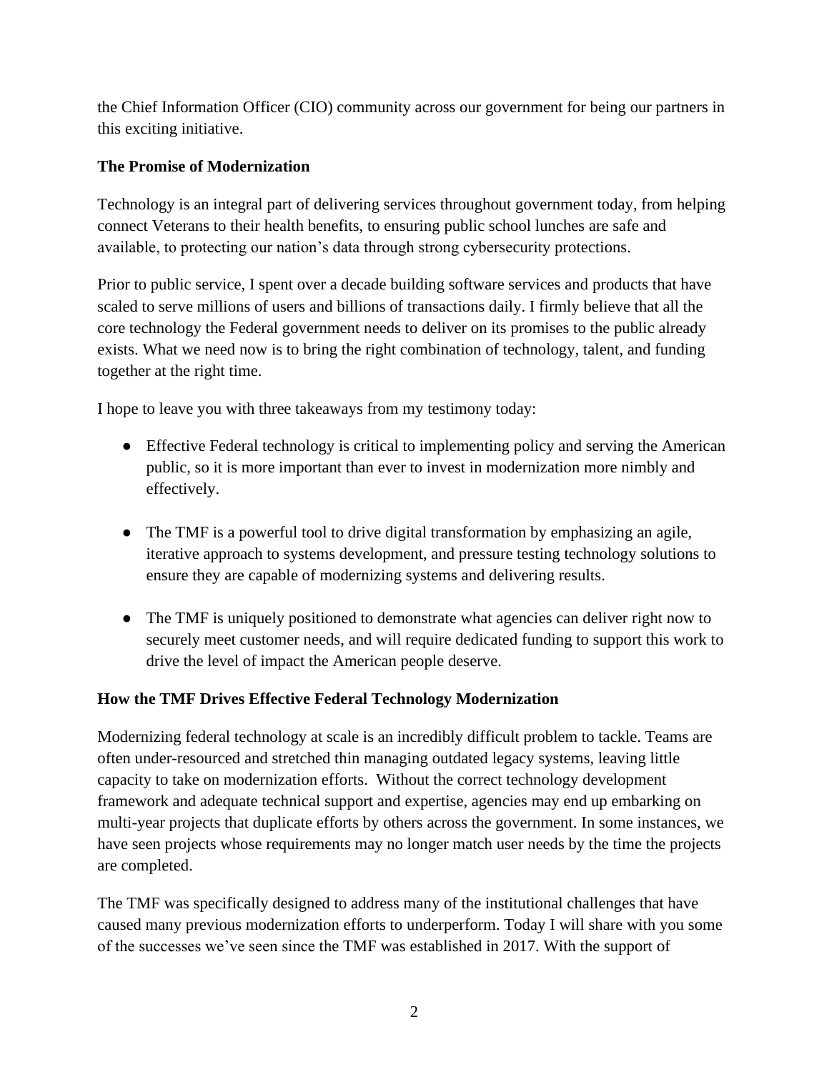the Chief Information Officer (CIO) community across our government for being our partners in this exciting initiative.

**The Promise of Modernization**

Technology is an integral part of delivering services throughout government today, from helping connect Veterans to their health benefits, to ensuring public school lunches are safe and available, to protecting our nation's data through strong cybersecurity protections.

Prior to public service, I spent over a decade building software services and products that have scaled to serve millions of users and billions of transactions daily. I firmly believe that all the core technology the Federal government needs to deliver on its promises to the public already exists. What we need now is to bring the right combination of technology, talent, and funding together at the right time.

I hope to leave you with three takeaways from my testimony today:

- Effective Federal technology is critical to implementing policy and serving the American public, so it is more important than ever to invest in modernization more nimbly and effectively.
- The TMF is a powerful tool to drive digital transformation by emphasizing an agile, iterative approach to systems development, and pressure testing technology solutions to ensure they are capable of modernizing systems and delivering results.
- The TMF is uniquely positioned to demonstrate what agencies can deliver right now to securely meet customer needs, and will require dedicated funding to support this work to drive the level of impact the American people deserve.

**How the TMF Drives Effective Federal Technology Modernization**

Modernizing federal technology at scale is an incredibly difficult problem to tackle. Teams are often under-resourced and stretched thin managing outdated legacy systems, leaving little capacity to take on modernization efforts. Without the correct technology development framework and adequate technical support and expertise, agencies may end up embarking on multi-year projects that duplicate efforts by others across the government. In some instances, we have seen projects whose requirements may no longer match user needs by the time the projects are completed.

The TMF was specifically designed to address many of the institutional challenges that have caused many previous modernization efforts to underperform. Today I will share with you some of the successes we've seen since the TMF was established in 2017. With the support of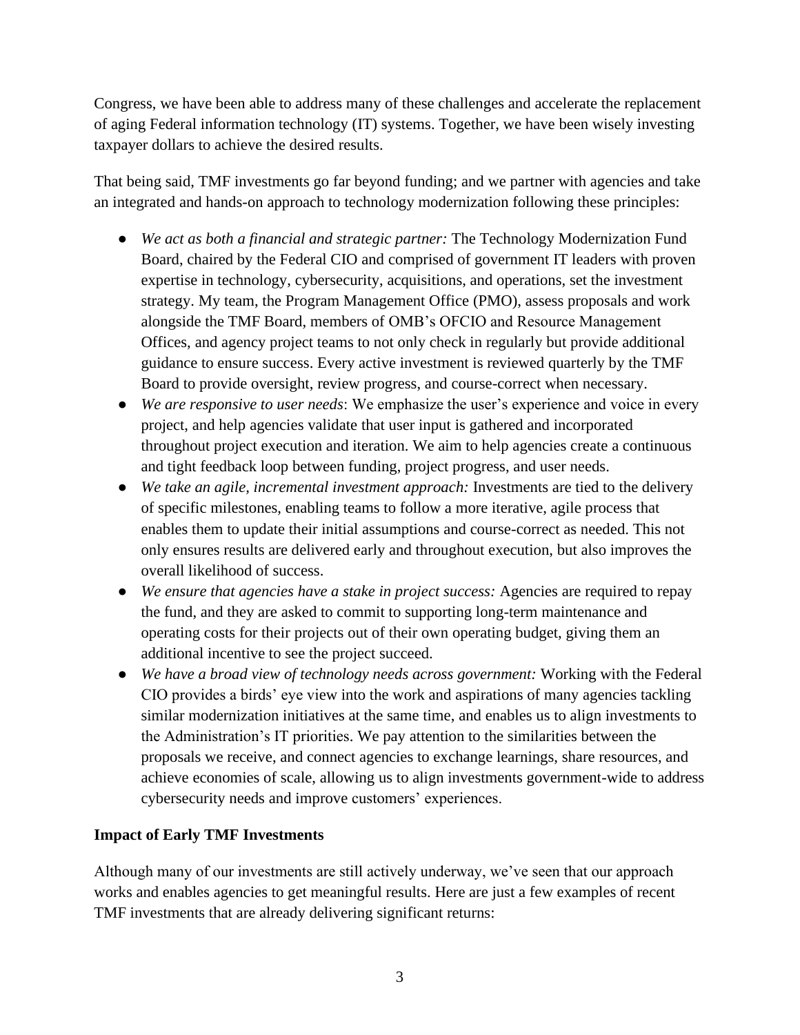Congress, we have been able to address many of these challenges and accelerate the replacement of aging Federal information technology (IT) systems. Together, we have been wisely investing taxpayer dollars to achieve the desired results.

That being said, TMF investments go far beyond funding; and we partner with agencies and take an integrated and hands-on approach to technology modernization following these principles:

- *We act as both a financial and strategic partner:* The Technology Modernization Fund Board, chaired by the Federal CIO and comprised of government IT leaders with proven expertise in technology, cybersecurity, acquisitions, and operations, set the investment strategy. My team, the Program Management Office (PMO), assess proposals and work alongside the TMF Board, members of OMB's OFCIO and Resource Management Offices, and agency project teams to not only check in regularly but provide additional guidance to ensure success. Every active investment is reviewed quarterly by the TMF Board to provide oversight, review progress, and course-correct when necessary.
- *We are responsive to user needs*: We emphasize the user's experience and voice in every project, and help agencies validate that user input is gathered and incorporated throughout project execution and iteration. We aim to help agencies create a continuous and tight feedback loop between funding, project progress, and user needs.
- *We take an agile, incremental investment approach:* Investments are tied to the delivery of specific milestones, enabling teams to follow a more iterative, agile process that enables them to update their initial assumptions and course-correct as needed. This not only ensures results are delivered early and throughout execution, but also improves the overall likelihood of success.
- *We ensure that agencies have a stake in project success:* Agencies are required to repay the fund, and they are asked to commit to supporting long-term maintenance and operating costs for their projects out of their own operating budget, giving them an additional incentive to see the project succeed.
- *We have a broad view of technology needs across government:* Working with the Federal CIO provides a birds' eye view into the work and aspirations of many agencies tackling similar modernization initiatives at the same time, and enables us to align investments to the Administration's IT priorities. We pay attention to the similarities between the proposals we receive, and connect agencies to exchange learnings, share resources, and achieve economies of scale, allowing us to align investments government-wide to address cybersecurity needs and improve customers' experiences.

**Impact of Early TMF Investments**

Although many of our investments are still actively underway, we've seen that our approach works and enables agencies to get meaningful results. Here are just a few examples of recent TMF investments that are already delivering significant returns: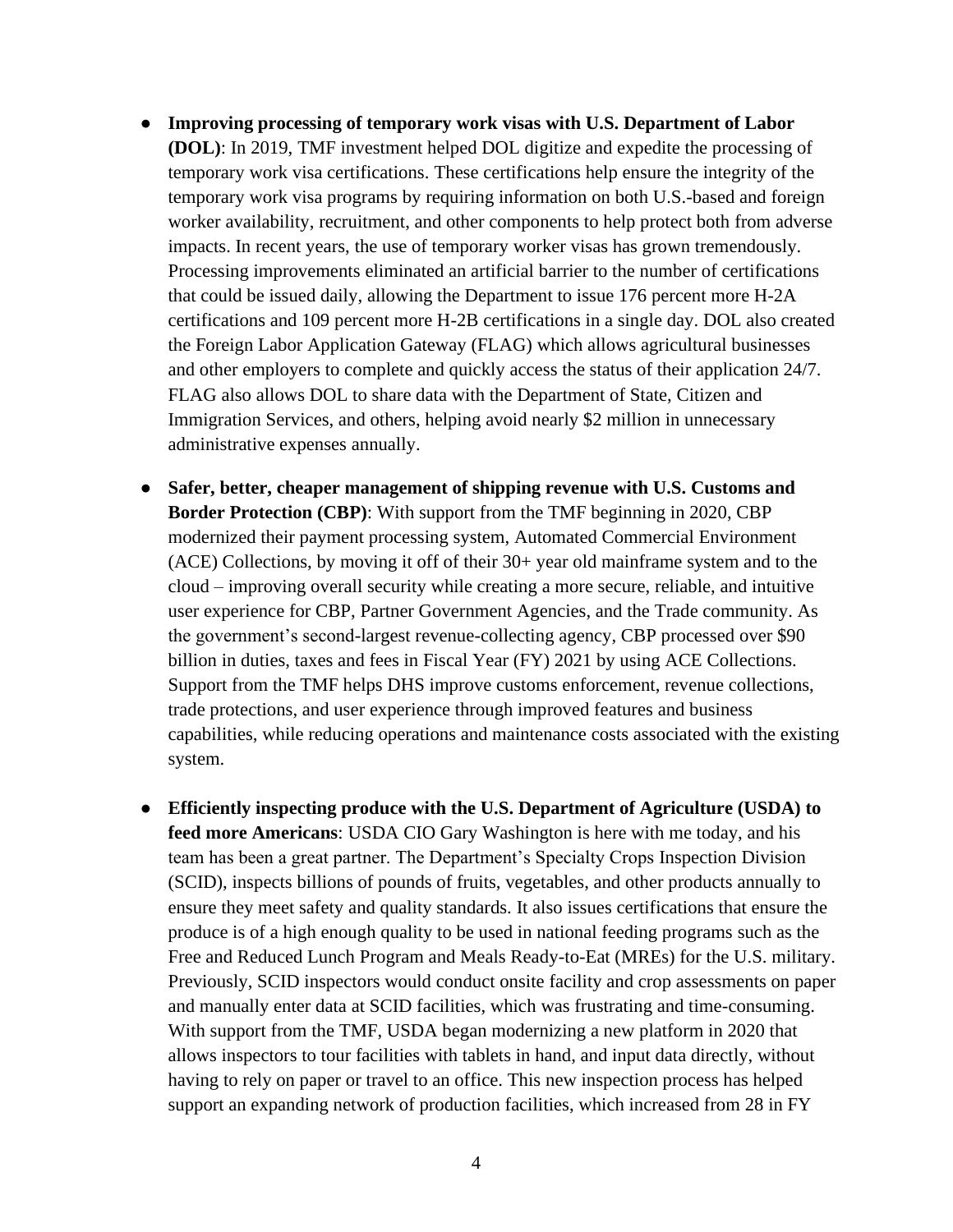- **Improving processing of temporary work visas with U.S. Department of Labor (DOL)**: In 2019, TMF investment helped DOL digitize and expedite the processing of temporary work visa certifications. These certifications help ensure the integrity of the temporary work visa programs by requiring information on both U.S.-based and foreign worker availability, recruitment, and other components to help protect both from adverse impacts. In recent years, the use of temporary worker visas has grown tremendously. Processing improvements eliminated an artificial barrier to the number of certifications that could be issued daily, allowing the Department to issue 176 percent more H-2A certifications and 109 percent more H-2B certifications in a single day. DOL also created the Foreign Labor Application Gateway (FLAG) which allows agricultural businesses and other employers to complete and quickly access the status of their application 24/7. FLAG also allows DOL to share data with the Department of State, Citizen and Immigration Services, and others, helping avoid nearly $2 million in unnecessary administrative expenses annually.

- **Safer, better, cheaper management of shipping revenue with U.S. Customs and Border Protection (CBP)**: With support from the TMF beginning in 2020, CBP modernized their payment processing system, Automated Commercial Environment (ACE) Collections, by moving it off of their 30+ year old mainframe system and to the cloud – improving overall security while creating a more secure, reliable, and intuitive user experience for CBP, Partner Government Agencies, and the Trade community. As the government's second-largest revenue-collecting agency, CBP processed over $90 billion in duties, taxes and fees in Fiscal Year (FY) 2021 by using ACE Collections. Support from the TMF helps DHS improve customs enforcement, revenue collections, trade protections, and user experience through improved features and business capabilities, while reducing operations and maintenance costs associated with the existing system.

- **Efficiently inspecting produce with the U.S. Department of Agriculture (USDA) to feed more Americans**: USDA CIO Gary Washington is here with me today, and his team has been a great partner. The Department's Specialty Crops Inspection Division (SCID), inspects billions of pounds of fruits, vegetables, and other products annually to ensure they meet safety and quality standards. It also issues certifications that ensure the produce is of a high enough quality to be used in national feeding programs such as the Free and Reduced Lunch Program and Meals Ready-to-Eat (MREs) for the U.S. military. Previously, SCID inspectors would conduct onsite facility and crop assessments on paper and manually enter data at SCID facilities, which was frustrating and time-consuming. With support from the TMF, USDA began modernizing a new platform in 2020 that allows inspectors to tour facilities with tablets in hand, and input data directly, without having to rely on paper or travel to an office. This new inspection process has helped support an expanding network of production facilities, which increased from 28 in FY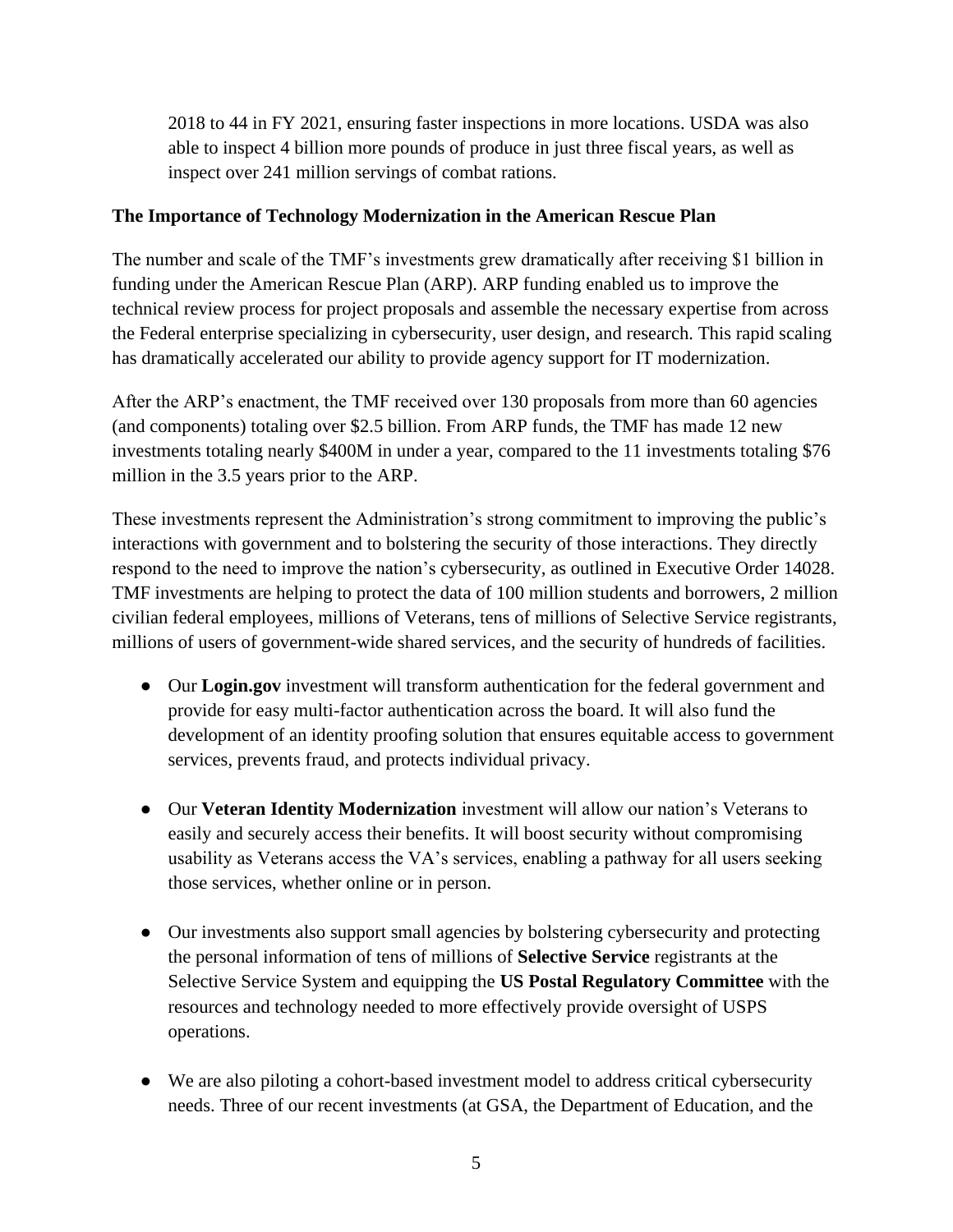2018 to 44 in FY 2021, ensuring faster inspections in more locations. USDA was also able to inspect 4 billion more pounds of produce in just three fiscal years, as well as inspect over 241 million servings of combat rations.

**The Importance of Technology Modernization in the American Rescue Plan**

The number and scale of the TMF's investments grew dramatically after receiving $1 billion in funding under the American Rescue Plan (ARP). ARP funding enabled us to improve the technical review process for project proposals and assemble the necessary expertise from across the Federal enterprise specializing in cybersecurity, user design, and research. This rapid scaling has dramatically accelerated our ability to provide agency support for IT modernization.

After the ARP's enactment, the TMF received over 130 proposals from more than 60 agencies (and components) totaling over $2.5 billion. From ARP funds, the TMF has made 12 new investments totaling nearly $400M in under a year, compared to the 11 investments totaling $76 million in the 3.5 years prior to the ARP.

These investments represent the Administration's strong commitment to improving the public's interactions with government and to bolstering the security of those interactions. They directly respond to the need to improve the nation's cybersecurity, as outlined in Executive Order 14028. TMF investments are helping to protect the data of 100 million students and borrowers, 2 million civilian federal employees, millions of Veterans, tens of millions of Selective Service registrants, millions of users of government-wide shared services, and the security of hundreds of facilities.

- Our **Login.gov** investment will transform authentication for the federal government and provide for easy multi-factor authentication across the board. It will also fund the development of an identity proofing solution that ensures equitable access to government services, prevents fraud, and protects individual privacy.

- Our **Veteran Identity Modernization** investment will allow our nation's Veterans to easily and securely access their benefits. It will boost security without compromising usability as Veterans access the VA's services, enabling a pathway for all users seeking those services, whether online or in person.

- Our investments also support small agencies by bolstering cybersecurity and protecting the personal information of tens of millions of **Selective Service** registrants at the Selective Service System and equipping the **US Postal Regulatory Committee** with the resources and technology needed to more effectively provide oversight of USPS operations.

- We are also piloting a cohort-based investment model to address critical cybersecurity needs. Three of our recent investments (at GSA, the Department of Education, and the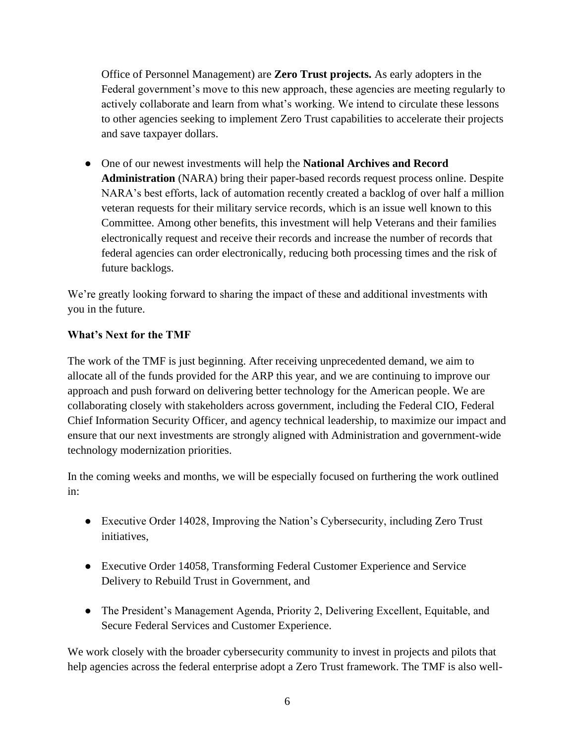Office of Personnel Management) are **Zero Trust projects.** As early adopters in the Federal government's move to this new approach, these agencies are meeting regularly to actively collaborate and learn from what's working. We intend to circulate these lessons to other agencies seeking to implement Zero Trust capabilities to accelerate their projects and save taxpayer dollars.

- One of our newest investments will help the **National Archives and Record Administration** (NARA) bring their paper-based records request process online. Despite NARA's best efforts, lack of automation recently created a backlog of over half a million veteran requests for their military service records, which is an issue well known to this Committee. Among other benefits, this investment will help Veterans and their families electronically request and receive their records and increase the number of records that federal agencies can order electronically, reducing both processing times and the risk of future backlogs.

We're greatly looking forward to sharing the impact of these and additional investments with you in the future.

**What's Next for the TMF**

The work of the TMF is just beginning. After receiving unprecedented demand, we aim to allocate all of the funds provided for the ARP this year, and we are continuing to improve our approach and push forward on delivering better technology for the American people. We are collaborating closely with stakeholders across government, including the Federal CIO, Federal Chief Information Security Officer, and agency technical leadership, to maximize our impact and ensure that our next investments are strongly aligned with Administration and government-wide technology modernization priorities.

In the coming weeks and months, we will be especially focused on furthering the work outlined in:

- Executive Order 14028, Improving the Nation's Cybersecurity, including Zero Trust initiatives,
- Executive Order 14058, Transforming Federal Customer Experience and Service Delivery to Rebuild Trust in Government, and
- The President's Management Agenda, Priority 2, Delivering Excellent, Equitable, and Secure Federal Services and Customer Experience.

We work closely with the broader cybersecurity community to invest in projects and pilots that help agencies across the federal enterprise adopt a Zero Trust framework. The TMF is also well-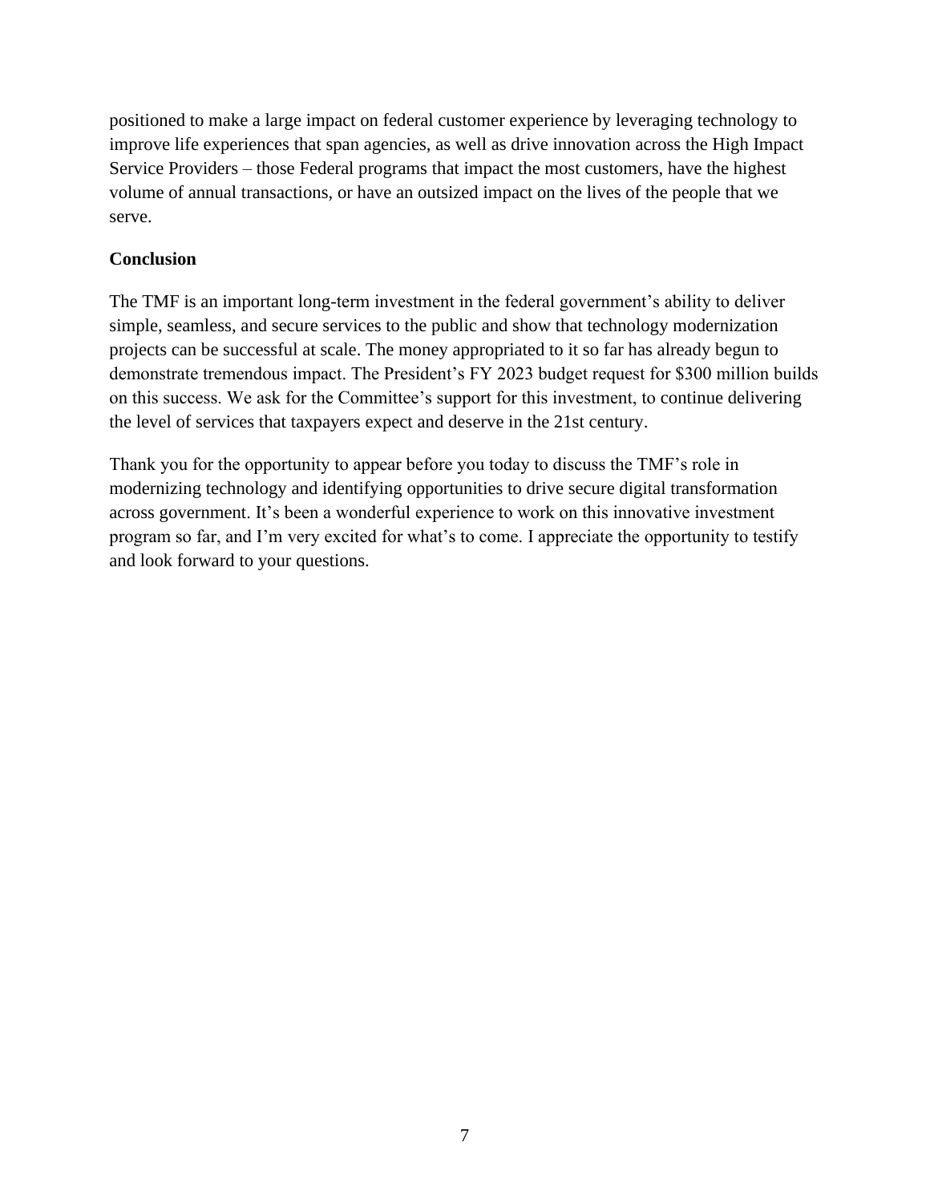positioned to make a large impact on federal customer experience by leveraging technology to improve life experiences that span agencies, as well as drive innovation across the High Impact Service Providers – those Federal programs that impact the most customers, have the highest volume of annual transactions, or have an outsized impact on the lives of the people that we serve.

## Conclusion

The TMF is an important long-term investment in the federal government's ability to deliver simple, seamless, and secure services to the public and show that technology modernization projects can be successful at scale. The money appropriated to it so far has already begun to demonstrate tremendous impact. The President's FY 2023 budget request for $300 million builds on this success. We ask for the Committee's support for this investment, to continue delivering the level of services that taxpayers expect and deserve in the 21st century.

Thank you for the opportunity to appear before you today to discuss the TMF's role in modernizing technology and identifying opportunities to drive secure digital transformation across government. It's been a wonderful experience to work on this innovative investment program so far, and I'm very excited for what's to come. I appreciate the opportunity to testify and look forward to your questions.